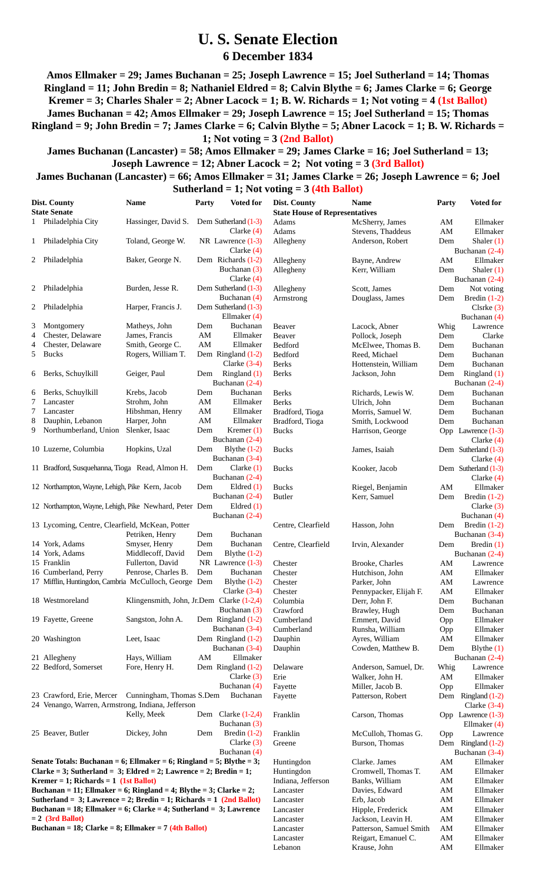# U. S. Senate Election

## 6 December 1834

**Amos Ellmaker = 29; James Buchanan = 25; Joseph Lawrence = 15; Joel Sutherland = 14; Thomas Ringland = 11; John Bredin = 8; Nathaniel Eldred = 8; Calvin Blythe = 6; James Clarke = 6; George Kremer = 3; Charles Shaler = 2; Abner Lacock = 1; B. W. Richards = 1; Not voting = 4 (1st Ballot)**

**James Buchanan = 42; Amos Ellmaker = 29; Joseph Lawrence = 15; Joel Sutherland = 15; Thomas Ringland = 9; John Bredin = 7; James Clarke = 6; Calvin Blythe = 5; Abner Lacock = 1; B. W. Richards = 1; Not voting = 3 (2nd Ballot)**

**James Buchanan (Lancaster) = 58; Amos Ellmaker = 29; James Clarke = 16; Joel Sutherland = 13; Joseph Lawrence = 12; Abner Lacock = 2; Not voting = 3 (3rd Ballot)**

**James Buchanan (Lancaster) = 66; Amos Ellmaker = 31; James Clarke = 26; Joseph Lawrence = 6; Joel Sutherland = 1; Not voting = 3 (4th Ballot)**

| Dist. | County | Name | Party | Voted for |
|---|---|---|---|---|
| **State Senate** | | | | |
| 1 | Philadelphia City | Hassinger, David S. | Dem | Sutherland (1-3) Clarke (4) |
| 1 | Philadelphia City | Toland, George W. | NR | Lawrence (1-3) Clarke (4) |
| 2 | Philadelphia | Baker, George N. | Dem | Richards (1-2) Buchanan (3) Clarke (4) |
| 2 | Philadelphia | Burden, Jesse R. | Dem | Sutherland (1-3) Buchanan (4) |
| 2 | Philadelphia | Harper, Francis J. | Dem | Sutherland (1-3) Ellmaker (4) |
| 3 | Montgomery | Matheys, John | Dem | Buchanan |
| 4 | Chester, Delaware | James, Francis | AM | Ellmaker |
| 4 | Chester, Delaware | Smith, George C. | AM | Ellmaker |
| 5 | Bucks | Rogers, William T. | Dem | Ringland (1-2) Clarke (3-4) |
| 6 | Berks, Schuylkill | Geiger, Paul | Dem | Ringland (1) Buchanan (2-4) |
| 6 | Berks, Schuylkill | Krebs, Jacob | Dem | Buchanan |
| 7 | Lancaster | Strohm, John | AM | Ellmaker |
| 7 | Lancaster | Hibshman, Henry | AM | Ellmaker |
| 8 | Dauphin, Lebanon | Harper, John | AM | Ellmaker |
| 9 | Northumberland, Union | Slenker, Isaac | Dem | Kremer (1) Buchanan (2-4) |
| 10 | Luzerne, Columbia | Hopkins, Uzal | Dem | Blythe (1-2) Buchanan (3-4) |
| 11 | Bradford, Susquehanna, Tioga | Read, Almon H. | Dem | Clarke (1) Buchanan (2-4) |
| 12 | Northampton, Wayne, Lehigh, Pike | Kern, Jacob | Dem | Eldred (1) Buchanan (2-4) |
| 12 | Northampton, Wayne, Lehigh, Pike | Newhard, Peter | Dem | Eldred (1) Buchanan (2-4) |
| 13 | Lycoming, Centre, Clearfield, McKean, Potter | Petriken, Henry | Dem | Buchanan |
| 14 | York, Adams | Smyser, Henry | Dem | Buchanan |
| 14 | York, Adams | Middlecoff, David | Dem | Blythe (1-2) |
| 15 | Franklin | Fullerton, David | NR | Lawrence (1-3) |
| 16 | Cumberland, Perry | Penrose, Charles B. | Dem | Buchanan |
| 17 | Mifflin, Huntingdon, Cambria | McCulloch, George | Dem | Blythe (1-2) Clarke (3-4) |
| 18 | Westmoreland | Klingensmith, John, Jr. | Dem | Clarke (1-2,4) Buchanan (3) |
| 19 | Fayette, Greene | Sangston, John A. | Dem | Ringland (1-2) Buchanan (3-4) |
| 20 | Washington | Leet, Isaac | Dem | Ringland (1-2) Buchanan (3-4) |
| 21 | Allegheny | Hays, William | AM | Ellmaker |
| 22 | Bedford, Somerset | Fore, Henry H. | Dem | Ringland (1-2) Clarke (3) Buchanan (4) |
| 23 | Crawford, Erie, Mercer | Cunningham, Thomas S. | Dem | Buchanan |
| 24 | Venango, Warren, Armstrong, Indiana, Jefferson | Kelly, Meek | Dem | Clarke (1-2,4) Buchanan (3) |
| 25 | Beaver, Butler | Dickey, John | Dem | Bredin (1-2) Clarke (3) Buchanan (4) |

**Senate Totals: Buchanan = 6; Ellmaker = 6; Ringland = 5; Blythe = 3; Clarke = 3; Sutherland = 3; Eldred = 2; Lawrence = 2; Bredin = 1; Kremer = 1; Richards = 1 (1st Ballot)**

**Buchanan = 11; Ellmaker = 6; Ringland = 4; Blythe = 3; Clarke = 2; Sutherland = 3; Lawrence = 2; Bredin = 1; Richards = 1 (2nd Ballot)**

**Buchanan = 18; Ellmaker = 6; Clarke = 4; Sutherland = 3; Lawrence = 2 (3rd Ballot)**

**Buchanan = 18; Clarke = 8; Ellmaker = 7 (4th Ballot)**

| County | Name | Party | Voted for |
|---|---|---|---|
| **State House of Representatives** | | | |
| Adams | McSherry, James | AM | Ellmaker |
| Adams | Stevens, Thaddeus | AM | Ellmaker |
| Allegheny | Anderson, Robert | Dem | Shaler (1) Buchanan (2-4) |
| Allegheny | Bayne, Andrew | AM | Ellmaker |
| Allegheny | Kerr, William | Dem | Shaler (1) Buchanan (2-4) |
| Allegheny | Scott, James | Dem | Not voting |
| Armstrong | Douglass, James | Dem | Bredin (1-2) Clsrke (3) Buchanan (4) |
| Beaver | Lacock, Abner | Whig | Lawrence |
| Beaver | Pollock, Joseph | Dem | Clarke |
| Bedford | McElwee, Thomas B. | Dem | Buchanan |
| Bedford | Reed, Michael | Dem | Buchanan |
| Berks | Hottenstein, William | Dem | Buchanan |
| Berks | Jackson, John | Dem | Ringland (1) Buchanan (2-4) |
| Berks | Richards, Lewis W. | Dem | Buchanan |
| Berks | Ulrich, John | Dem | Buchanan |
| Bradford, Tioga | Morris, Samuel W. | Dem | Buchanan |
| Bradford, Tioga | Smith, Lockwood | Dem | Buchanan |
| Bucks | Harrison, George | Opp | Lawrence (1-3) Clarke (4) |
| Bucks | James, Isaiah | Dem | Sutherland (1-3) Clarke (4) |
| Bucks | Kooker, Jacob | Dem | Sutherland (1-3) Clarke (4) |
| Bucks | Riegel, Benjamin | AM | Ellmaker |
| Butler | Kerr, Samuel | Dem | Bredin (1-2) Clarke (3) Buchanan (4) |
| Centre, Clearfield | Hasson, John | Dem | Bredin (1-2) Buchanan (3-4) |
| Centre, Clearfield | Irvin, Alexander | Dem | Bredin (1) Buchanan (2-4) |
| Chester | Brooke, Charles | AM | Lawrence |
| Chester | Hutchison, John | AM | Ellmaker |
| Chester | Parker, John | AM | Lawrence |
| Chester | Pennypacker, Elijah F. | AM | Ellmaker |
| Columbia | Derr, John F. | Dem | Buchanan |
| Crawford | Brawley, Hugh | Dem | Buchanan |
| Cumberland | Emmert, David | Opp | Ellmaker |
| Cumberland | Runsha, William | Opp | Ellmaker |
| Dauphin | Ayres, William | AM | Ellmaker |
| Dauphin | Cowden, Matthew B. | Dem | Blythe (1) Buchanan (2-4) |
| Delaware | Anderson, Samuel, Dr. | Whig | Lawrence |
| Erie | Walker, John H. | AM | Ellmaker |
| Fayette | Miller, Jacob B. | Opp | Ellmaker |
| Fayette | Patterson, Robert | Dem | Ringland (1-2) Clarke (3-4) |
| Franklin | Carson, Thomas | Opp | Lawrence (1-3) Ellmaker (4) |
| Franklin | McCulloh, Thomas G. | Opp | Lawrence |
| Greene | Burson, Thomas | Dem | Ringland (1-2) Buchanan (3-4) |
| Huntingdon | Clarke. James | AM | Ellmaker |
| Huntingdon | Cromwell, Thomas T. | AM | Ellmaker |
| Indiana, Jefferson | Banks, William | AM | Ellmaker |
| Lancaster | Davies, Edward | AM | Ellmaker |
| Lancaster | Erb, Jacob | AM | Ellmaker |
| Lancaster | Hipple, Frederick | AM | Ellmaker |
| Lancaster | Jackson, Leavin H. | AM | Ellmaker |
| Lancaster | Patterson, Samuel Smith | AM | Ellmaker |
| Lancaster | Reigart, Emanuel C. | AM | Ellmaker |
| Lebanon | Krause, John | AM | Ellmaker |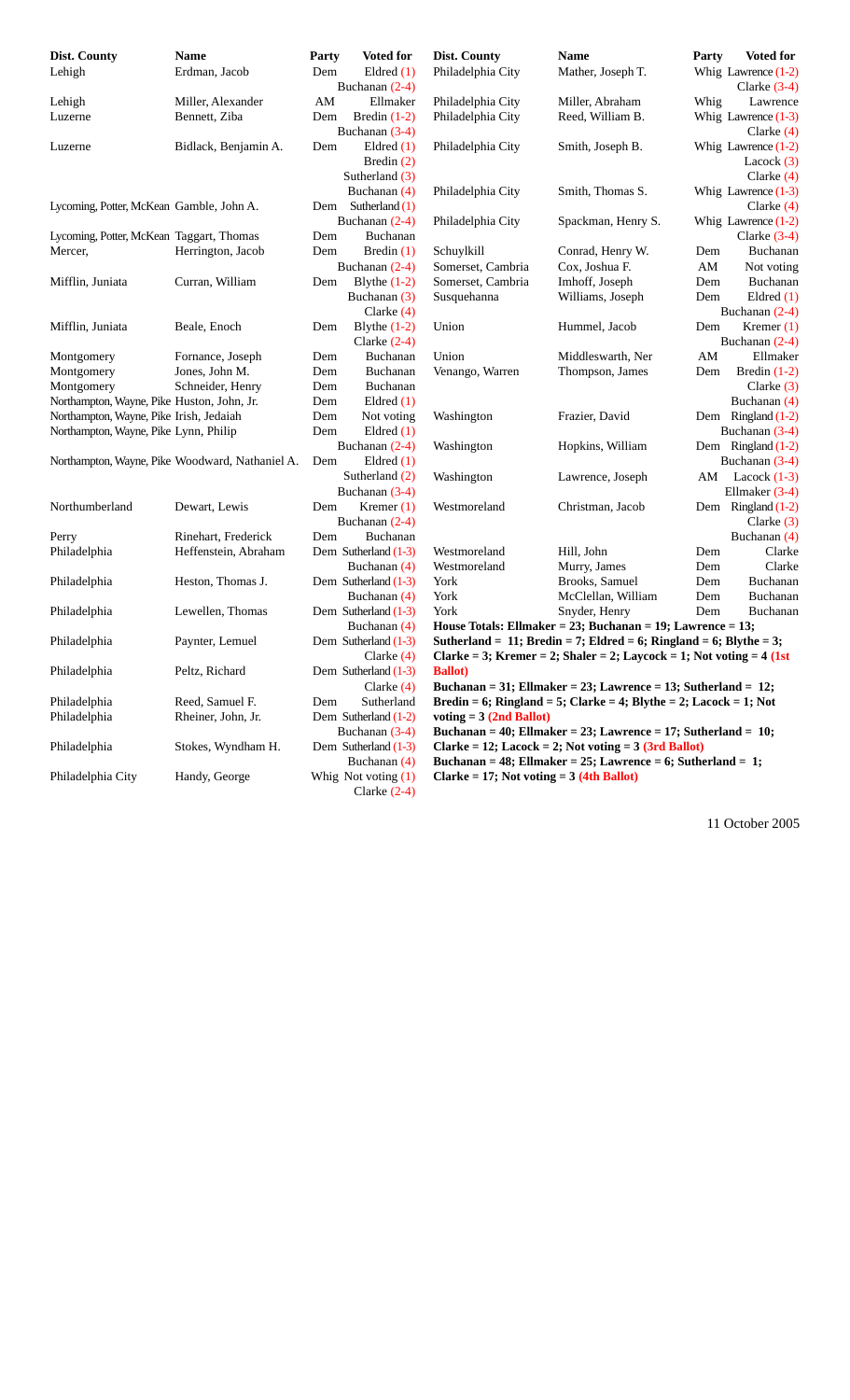| Dist. County | Name | Party | Voted for |
|---|---|---|---|
| Lehigh | Erdman, Jacob | Dem | Eldred (1) Buchanan (2-4) |
| Lehigh | Miller, Alexander | AM | Ellmaker |
| Luzerne | Bennett, Ziba | Dem | Bredin (1-2) Buchanan (3-4) |
| Luzerne | Bidlack, Benjamin A. | Dem | Eldred (1) Bredin (2) Sutherland (3) Buchanan (4) |
| Lycoming, Potter, McKean | Gamble, John A. | Dem | Sutherland (1) Buchanan (2-4) |
| Lycoming, Potter, McKean | Taggart, Thomas | Dem | Buchanan |
| Mercer, | Herrington, Jacob | Dem | Bredin (1) Buchanan (2-4) |
| Mifflin, Juniata | Curran, William | Dem | Blythe (1-2) Buchanan (3) Clarke (4) |
| Mifflin, Juniata | Beale, Enoch | Dem | Blythe (1-2) Clarke (2-4) |
| Montgomery | Fornance, Joseph | Dem | Buchanan |
| Montgomery | Jones, John M. | Dem | Buchanan |
| Montgomery | Schneider, Henry | Dem | Buchanan |
| Northampton, Wayne, Pike | Huston, John, Jr. | Dem | Eldred (1) |
| Northampton, Wayne, Pike | Irish, Jedaiah | Dem | Not voting |
| Northampton, Wayne, Pike | Lynn, Philip | Dem | Eldred (1) Buchanan (2-4) |
| Northampton, Wayne, Pike | Woodward, Nathaniel A. | Dem | Eldred (1) Sutherland (2) Buchanan (3-4) |
| Northumberland | Dewart, Lewis | Dem | Kremer (1) Buchanan (2-4) |
| Perry | Rinehart, Frederick | Dem | Buchanan |
| Philadelphia | Heffenstein, Abraham | Dem | Sutherland (1-3) Buchanan (4) |
| Philadelphia | Heston, Thomas J. | Dem | Sutherland (1-3) Buchanan (4) |
| Philadelphia | Lewellen, Thomas | Dem | Sutherland (1-3) Buchanan (4) |
| Philadelphia | Paynter, Lemuel | Dem | Sutherland (1-3) Clarke (4) |
| Philadelphia | Peltz, Richard | Dem | Sutherland (1-3) Clarke (4) |
| Philadelphia | Reed, Samuel F. | Dem | Sutherland |
| Philadelphia | Rheiner, John, Jr. | Dem | Sutherland (1-2) Buchanan (3-4) |
| Philadelphia | Stokes, Wyndham H. | Dem | Sutherland (1-3) Buchanan (4) |
| Philadelphia City | Handy, George | Whig | Not voting (1) Clarke (2-4) |
| Philadelphia City | Mather, Joseph T. | Whig | Lawrence (1-2) Clarke (3-4) |
| Philadelphia City | Miller, Abraham | Whig | Lawrence |
| Philadelphia City | Reed, William B. | Whig | Lawrence (1-3) Clarke (4) |
| Philadelphia City | Smith, Joseph B. | Whig | Lawrence (1-2) Lacock (3) Clarke (4) |
| Philadelphia City | Smith, Thomas S. | Whig | Lawrence (1-3) Clarke (4) |
| Philadelphia City | Spackman, Henry S. | Whig | Lawrence (1-2) Clarke (3-4) |
| Schuylkill | Conrad, Henry W. | Dem | Buchanan |
| Somerset, Cambria | Cox, Joshua F. | AM | Not voting |
| Somerset, Cambria | Imhoff, Joseph | Dem | Buchanan |
| Susquehanna | Williams, Joseph | Dem | Eldred (1) Buchanan (2-4) |
| Union | Hummel, Jacob | Dem | Kremer (1) Buchanan (2-4) |
| Union | Middleswarth, Ner | AM | Ellmaker |
| Venango, Warren | Thompson, James | Dem | Bredin (1-2) Clarke (3) Buchanan (4) |
| Washington | Frazier, David | Dem | Ringland (1-2) Buchanan (3-4) |
| Washington | Hopkins, William | Dem | Ringland (1-2) Buchanan (3-4) |
| Washington | Lawrence, Joseph | AM | Lacock (1-3) Ellmaker (3-4) |
| Westmoreland | Christman, Jacob | Dem | Ringland (1-2) Clarke (3) Buchanan (4) |
| Westmoreland | Hill, John | Dem | Clarke |
| Westmoreland | Murry, James | Dem | Clarke |
| York | Brooks, Samuel | Dem | Buchanan |
| York | McClellan, William | Dem | Buchanan |
| York | Snyder, Henry | Dem | Buchanan |

**House Totals: Ellmaker = 23; Buchanan = 19; Lawrence = 13; Sutherland = 11; Bredin = 7; Eldred = 6; Ringland = 6; Blythe = 3; Clarke = 3; Kremer = 2; Shaler = 2; Laycock = 1; Not voting = 4 (1st Ballot)**

**Buchanan = 31; Ellmaker = 23; Lawrence = 13; Sutherland = 12; Bredin = 6; Ringland = 5; Clarke = 4; Blythe = 2; Lacock = 1; Not voting = 3 (2nd Ballot)**

**Buchanan = 40; Ellmaker = 23; Lawrence = 17; Sutherland = 10; Clarke = 12; Lacock = 2; Not voting = 3 (3rd Ballot)**

**Buchanan = 48; Ellmaker = 25; Lawrence = 6; Sutherland = 1; Clarke = 17; Not voting = 3 (4th Ballot)**

11 October 2005